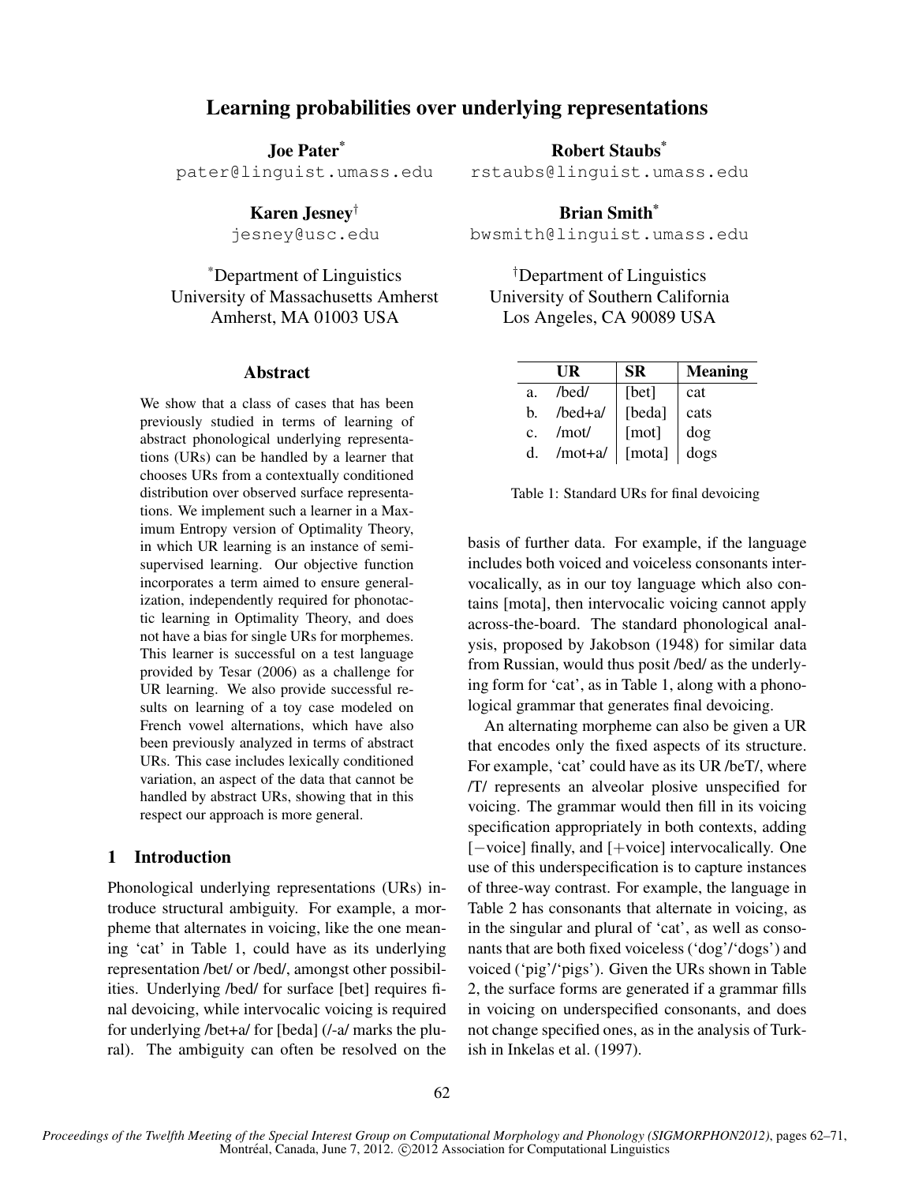# Learning probabilities over underlying representations

**Joe Pater*** pater@linguist.umass.edu

**Robert Staubs*** rstaubs@linguist.umass.edu

**Karen Jesney†** jesney@usc.edu

**Brian Smith*** bwsmith@linguist.umass.edu

*Department of Linguistics
University of Massachusetts Amherst
Amherst, MA 01003 USA

†Department of Linguistics
University of Southern California
Los Angeles, CA 90089 USA

## Abstract

We show that a class of cases that has been previously studied in terms of learning of abstract phonological underlying representations (URs) can be handled by a learner that chooses URs from a contextually conditioned distribution over observed surface representations. We implement such a learner in a Maximum Entropy version of Optimality Theory, in which UR learning is an instance of semi-supervised learning. Our objective function incorporates a term aimed to ensure generalization, independently required for phonotactic learning in Optimality Theory, and does not have a bias for single URs for morphemes. This learner is successful on a test language provided by Tesar (2006) as a challenge for UR learning. We also provide successful results on learning of a toy case modeled on French vowel alternations, which have also been previously analyzed in terms of abstract URs. This case includes lexically conditioned variation, an aspect of the data that cannot be handled by abstract URs, showing that in this respect our approach is more general.

## 1 Introduction

Phonological underlying representations (URs) introduce structural ambiguity. For example, a morpheme that alternates in voicing, like the one meaning 'cat' in Table 1, could have as its underlying representation /bet/ or /bed/, amongst other possibilities. Underlying /bed/ for surface [bet] requires final devoicing, while intervocalic voicing is required for underlying /bet+a/ for [beda] (/-a/ marks the plural). The ambiguity can often be resolved on the

| | UR | SR | Meaning |
|---|---|---|---|
| a. | /bed/ | [bet] | cat |
| b. | /bed+a/ | [beda] | cats |
| c. | /mot/ | [mot] | dog |
| d. | /mot+a/ | [mota] | dogs |

Table 1: Standard URs for final devoicing

basis of further data. For example, if the language includes both voiced and voiceless consonants intervocalically, as in our toy language which also contains [mota], then intervocalic voicing cannot apply across-the-board. The standard phonological analysis, proposed by Jakobson (1948) for similar data from Russian, would thus posit /bed/ as the underlying form for 'cat', as in Table 1, along with a phonological grammar that generates final devoicing.

An alternating morpheme can also be given a UR that encodes only the fixed aspects of its structure. For example, 'cat' could have as its UR /beT/, where /T/ represents an alveolar plosive unspecified for voicing. The grammar would then fill in its voicing specification appropriately in both contexts, adding [−voice] finally, and [+voice] intervocalically. One use of this underspecification is to capture instances of three-way contrast. For example, the language in Table 2 has consonants that alternate in voicing, as in the singular and plural of 'cat', as well as consonants that are both fixed voiceless ('dog'/'dogs') and voiced ('pig'/'pigs'). Given the URs shown in Table 2, the surface forms are generated if a grammar fills in voicing on underspecified consonants, and does not change specified ones, as in the analysis of Turkish in Inkelas et al. (1997).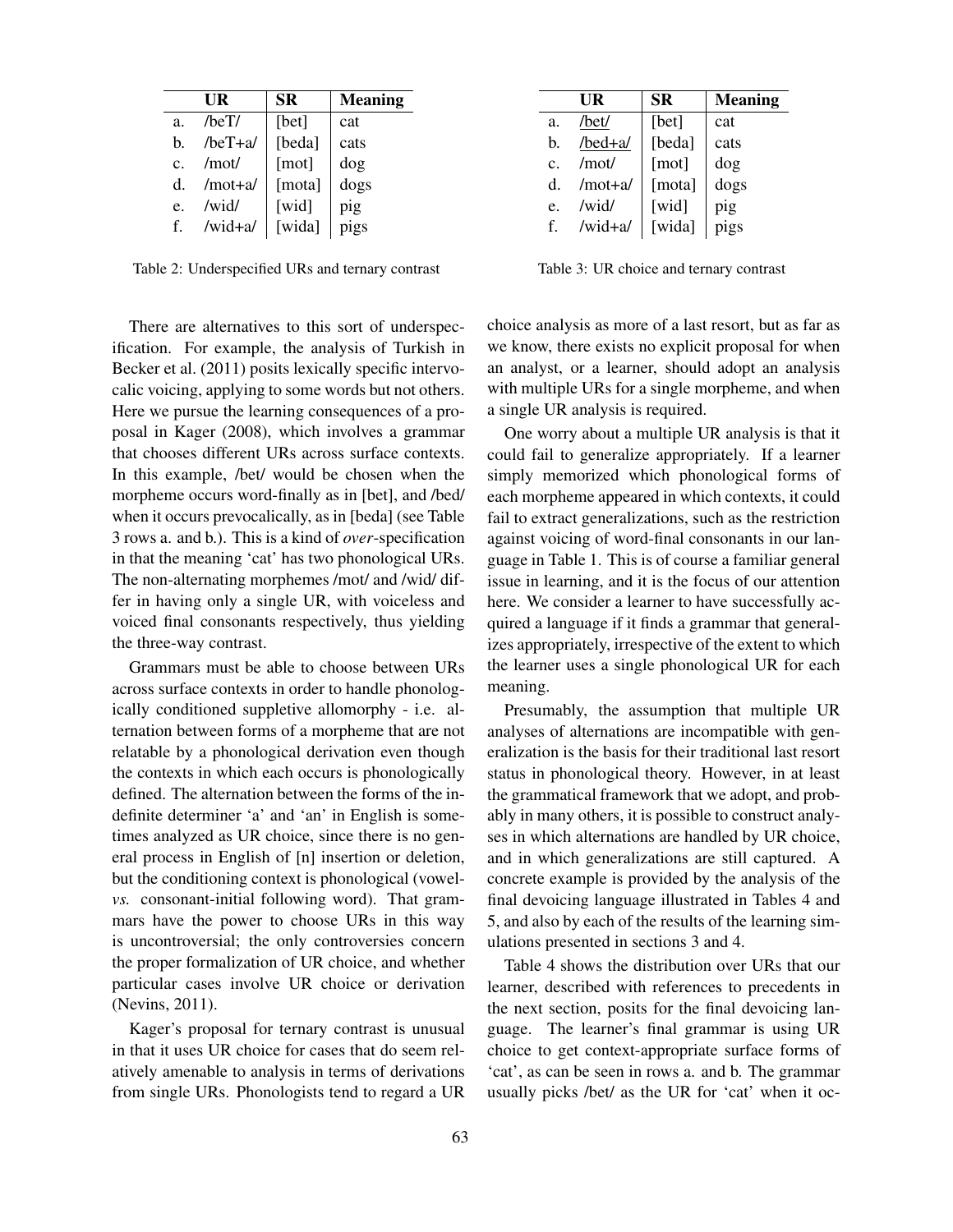|  | UR | SR | Meaning |
|---|---|---|---|
| a. | /beT/ | [bet] | cat |
| b. | /beT+a/ | [beda] | cats |
| c. | /mot/ | [mot] | dog |
| d. | /mot+a/ | [mota] | dogs |
| e. | /wid/ | [wid] | pig |
| f. | /wid+a/ | [wida] | pigs |

Table 2: Underspecified URs and ternary contrast

|  | UR | SR | Meaning |
|---|---|---|---|
| a. | <u>/bet/</u> | [bet] | cat |
| b. | <u>/bed+a/</u> | [beda] | cats |
| c. | /mot/ | [mot] | dog |
| d. | /mot+a/ | [mota] | dogs |
| e. | /wid/ | [wid] | pig |
| f. | /wid+a/ | [wida] | pigs |

Table 3: UR choice and ternary contrast

There are alternatives to this sort of underspecification. For example, the analysis of Turkish in Becker et al. (2011) posits lexically specific intervocalic voicing, applying to some words but not others. Here we pursue the learning consequences of a proposal in Kager (2008), which involves a grammar that chooses different URs across surface contexts. In this example, /bet/ would be chosen when the morpheme occurs word-finally as in [bet], and /bed/ when it occurs prevocalically, as in [beda] (see Table 3 rows a. and b.). This is a kind of *over*-specification in that the meaning 'cat' has two phonological URs. The non-alternating morphemes /mot/ and /wid/ differ in having only a single UR, with voiceless and voiced final consonants respectively, thus yielding the three-way contrast.

Grammars must be able to choose between URs across surface contexts in order to handle phonologically conditioned suppletive allomorphy - i.e. alternation between forms of a morpheme that are not relatable by a phonological derivation even though the contexts in which each occurs is phonologically defined. The alternation between the forms of the indefinite determiner 'a' and 'an' in English is sometimes analyzed as UR choice, since there is no general process in English of [n] insertion or deletion, but the conditioning context is phonological (vowel- *vs.* consonant-initial following word). That grammars have the power to choose URs in this way is uncontroversial; the only controversies concern the proper formalization of UR choice, and whether particular cases involve UR choice or derivation (Nevins, 2011).

Kager's proposal for ternary contrast is unusual in that it uses UR choice for cases that do seem relatively amenable to analysis in terms of derivations from single URs. Phonologists tend to regard a UR choice analysis as more of a last resort, but as far as we know, there exists no explicit proposal for when an analyst, or a learner, should adopt an analysis with multiple URs for a single morpheme, and when a single UR analysis is required.

One worry about a multiple UR analysis is that it could fail to generalize appropriately. If a learner simply memorized which phonological forms of each morpheme appeared in which contexts, it could fail to extract generalizations, such as the restriction against voicing of word-final consonants in our language in Table 1. This is of course a familiar general issue in learning, and it is the focus of our attention here. We consider a learner to have successfully acquired a language if it finds a grammar that generalizes appropriately, irrespective of the extent to which the learner uses a single phonological UR for each meaning.

Presumably, the assumption that multiple UR analyses of alternations are incompatible with generalization is the basis for their traditional last resort status in phonological theory. However, in at least the grammatical framework that we adopt, and probably in many others, it is possible to construct analyses in which alternations are handled by UR choice, and in which generalizations are still captured. A concrete example is provided by the analysis of the final devoicing language illustrated in Tables 4 and 5, and also by each of the results of the learning simulations presented in sections 3 and 4.

Table 4 shows the distribution over URs that our learner, described with references to precedents in the next section, posits for the final devoicing language. The learner's final grammar is using UR choice to get context-appropriate surface forms of 'cat', as can be seen in rows a. and b. The grammar usually picks /bet/ as the UR for 'cat' when it oc-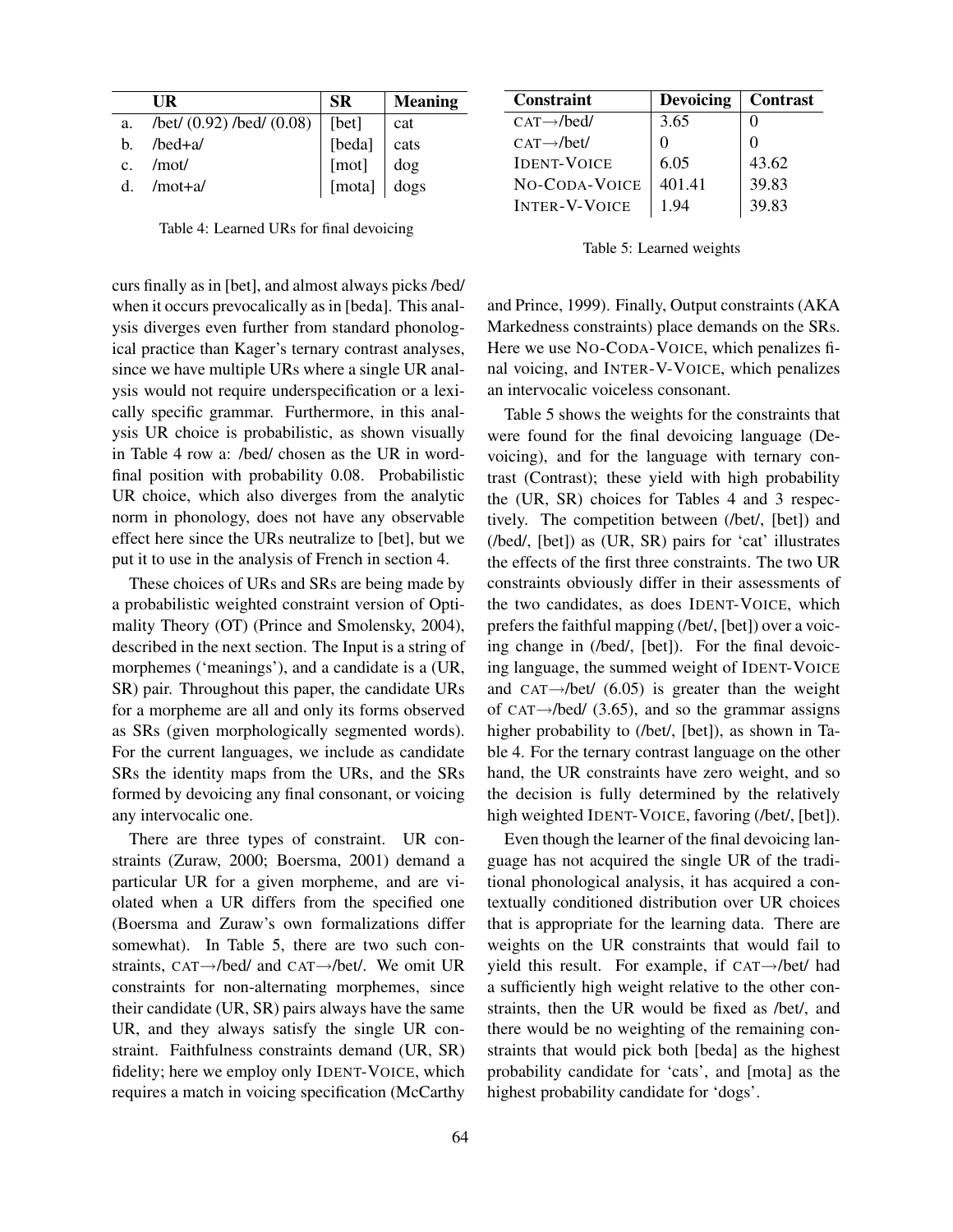|  | UR | SR | Meaning |
|---|---|---|---|
| a. | /bet/ (0.92) /bed/ (0.08) | [bet] | cat |
| b. | /bed+a/ | [beda] | cats |
| c. | /mot/ | [mot] | dog |
| d. | /mot+a/ | [mota] | dogs |

Table 4: Learned URs for final devoicing

| Constraint | Devoicing | Contrast |
|---|---|---|
| CAT→/bed/ | 3.65 | 0 |
| CAT→/bet/ | 0 | 0 |
| IDENT-VOICE | 6.05 | 43.62 |
| NO-CODA-VOICE | 401.41 | 39.83 |
| INTER-V-VOICE | 1.94 | 39.83 |

Table 5: Learned weights

curs finally as in [bet], and almost always picks /bed/ when it occurs prevocalically as in [beda]. This analysis diverges even further from standard phonological practice than Kager's ternary contrast analyses, since we have multiple URs where a single UR analysis would not require underspecification or a lexically specific grammar. Furthermore, in this analysis UR choice is probabilistic, as shown visually in Table 4 row a: /bed/ chosen as the UR in word-final position with probability 0.08. Probabilistic UR choice, which also diverges from the analytic norm in phonology, does not have any observable effect here since the URs neutralize to [bet], but we put it to use in the analysis of French in section 4.

These choices of URs and SRs are being made by a probabilistic weighted constraint version of Optimality Theory (OT) (Prince and Smolensky, 2004), described in the next section. The Input is a string of morphemes ('meanings'), and a candidate is a (UR, SR) pair. Throughout this paper, the candidate URs for a morpheme are all and only its forms observed as SRs (given morphologically segmented words). For the current languages, we include as candidate SRs the identity maps from the URs, and the SRs formed by devoicing any final consonant, or voicing any intervocalic one.

There are three types of constraint. UR constraints (Zuraw, 2000; Boersma, 2001) demand a particular UR for a given morpheme, and are violated when a UR differs from the specified one (Boersma and Zuraw's own formalizations differ somewhat). In Table 5, there are two such constraints, CAT→/bed/ and CAT→/bet/. We omit UR constraints for non-alternating morphemes, since their candidate (UR, SR) pairs always have the same UR, and they always satisfy the single UR constraint. Faithfulness constraints demand (UR, SR) fidelity; here we employ only IDENT-VOICE, which requires a match in voicing specification (McCarthy and Prince, 1999). Finally, Output constraints (AKA Markedness constraints) place demands on the SRs. Here we use NO-CODA-VOICE, which penalizes final voicing, and INTER-V-VOICE, which penalizes an intervocalic voiceless consonant.

Table 5 shows the weights for the constraints that were found for the final devoicing language (Devoicing), and for the language with ternary contrast (Contrast); these yield with high probability the (UR, SR) choices for Tables 4 and 3 respectively. The competition between (/bet/, [bet]) and (/bed/, [bet]) as (UR, SR) pairs for 'cat' illustrates the effects of the first three constraints. The two UR constraints obviously differ in their assessments of the two candidates, as does IDENT-VOICE, which prefers the faithful mapping (/bet/, [bet]) over a voicing change in (/bed/, [bet]). For the final devoicing language, the summed weight of IDENT-VOICE and CAT→/bet/ (6.05) is greater than the weight of CAT→/bed/ (3.65), and so the grammar assigns higher probability to (/bet/, [bet]), as shown in Table 4. For the ternary contrast language on the other hand, the UR constraints have zero weight, and so the decision is fully determined by the relatively high weighted IDENT-VOICE, favoring (/bet/, [bet]).

Even though the learner of the final devoicing language has not acquired the single UR of the traditional phonological analysis, it has acquired a contextually conditioned distribution over UR choices that is appropriate for the learning data. There are weights on the UR constraints that would fail to yield this result. For example, if CAT→/bet/ had a sufficiently high weight relative to the other constraints, then the UR would be fixed as /bet/, and there would be no weighting of the remaining constraints that would pick both [beda] as the highest probability candidate for 'cats', and [mota] as the highest probability candidate for 'dogs'.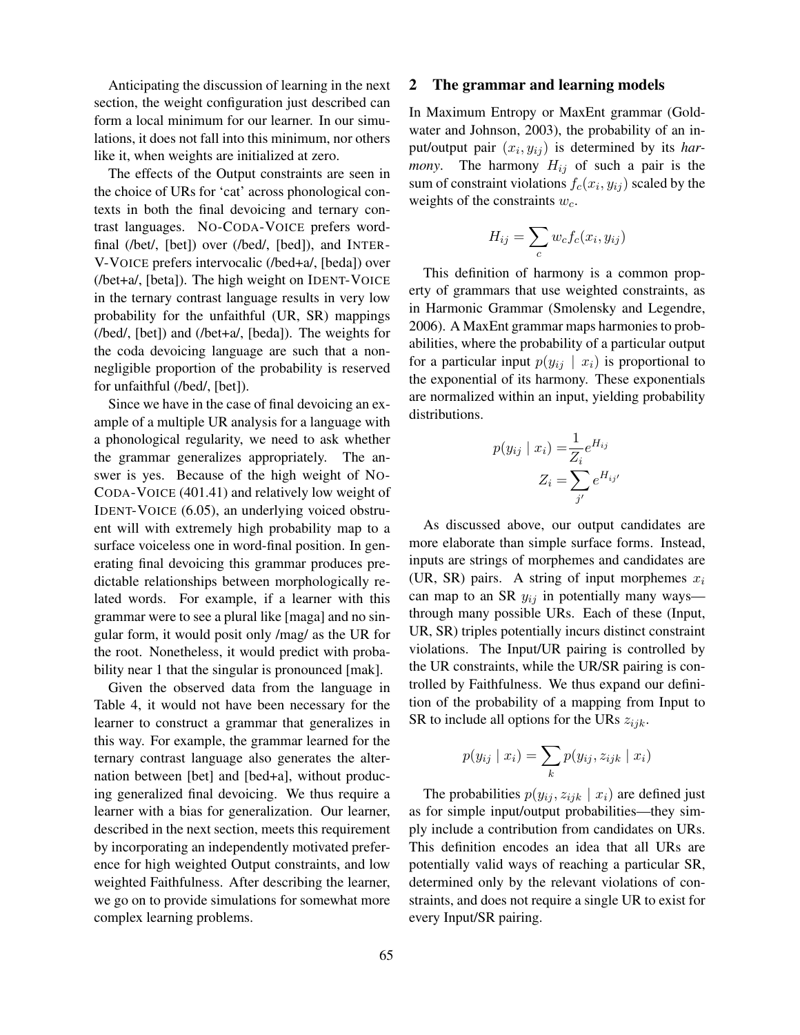Anticipating the discussion of learning in the next section, the weight configuration just described can form a local minimum for our learner. In our simulations, it does not fall into this minimum, nor others like it, when weights are initialized at zero.

The effects of the Output constraints are seen in the choice of URs for 'cat' across phonological contexts in both the final devoicing and ternary contrast languages. NO-CODA-VOICE prefers word-final (/bet/, [bet]) over (/bed/, [bed]), and INTER-V-VOICE prefers intervocalic (/bed+a/, [beda]) over (/bet+a/, [beta]). The high weight on IDENT-VOICE in the ternary contrast language results in very low probability for the unfaithful (UR, SR) mappings (/bed/, [bet]) and (/bet+a/, [beda]). The weights for the coda devoicing language are such that a non-negligible proportion of the probability is reserved for unfaithful (/bed/, [bet]).

Since we have in the case of final devoicing an example of a multiple UR analysis for a language with a phonological regularity, we need to ask whether the grammar generalizes appropriately. The answer is yes. Because of the high weight of NO-CODA-VOICE (401.41) and relatively low weight of IDENT-VOICE (6.05), an underlying voiced obstruent will with extremely high probability map to a surface voiceless one in word-final position. In generating final devoicing this grammar produces predictable relationships between morphologically related words. For example, if a learner with this grammar were to see a plural like [maga] and no singular form, it would posit only /mag/ as the UR for the root. Nonetheless, it would predict with probability near 1 that the singular is pronounced [mak].

Given the observed data from the language in Table 4, it would not have been necessary for the learner to construct a grammar that generalizes in this way. For example, the grammar learned for the ternary contrast language also generates the alternation between [bet] and [bed+a], without producing generalized final devoicing. We thus require a learner with a bias for generalization. Our learner, described in the next section, meets this requirement by incorporating an independently motivated preference for high weighted Output constraints, and low weighted Faithfulness. After describing the learner, we go on to provide simulations for somewhat more complex learning problems.

## 2 The grammar and learning models

In Maximum Entropy or MaxEnt grammar (Goldwater and Johnson, 2003), the probability of an input/output pair $(x_i, y_{ij})$ is determined by its *harmony*. The harmony $H_{ij}$ of such a pair is the sum of constraint violations $f_c(x_i, y_{ij})$ scaled by the weights of the constraints $w_c$.

$$H_{ij} = \sum_c w_c f_c(x_i, y_{ij})$$

This definition of harmony is a common property of grammars that use weighted constraints, as in Harmonic Grammar (Smolensky and Legendre, 2006). A MaxEnt grammar maps harmonies to probabilities, where the probability of a particular output for a particular input $p(y_{ij} \mid x_i)$ is proportional to the exponential of its harmony. These exponentials are normalized within an input, yielding probability distributions.

$$p(y_{ij} \mid x_i) = \frac{1}{Z_i} e^{H_{ij}}$$

$$Z_i = \sum_{j'} e^{H_{ij'}}$$

As discussed above, our output candidates are more elaborate than simple surface forms. Instead, inputs are strings of morphemes and candidates are (UR, SR) pairs. A string of input morphemes $x_i$ can map to an SR $y_{ij}$ in potentially many ways—through many possible URs. Each of these (Input, UR, SR) triples potentially incurs distinct constraint violations. The Input/UR pairing is controlled by the UR constraints, while the UR/SR pairing is controlled by Faithfulness. We thus expand our definition of the probability of a mapping from Input to SR to include all options for the URs $z_{ijk}$.

$$p(y_{ij} \mid x_i) = \sum_k p(y_{ij}, z_{ijk} \mid x_i)$$

The probabilities $p(y_{ij}, z_{ijk} \mid x_i)$ are defined just as for simple input/output probabilities—they simply include a contribution from candidates on URs. This definition encodes an idea that all URs are potentially valid ways of reaching a particular SR, determined only by the relevant violations of constraints, and does not require a single UR to exist for every Input/SR pairing.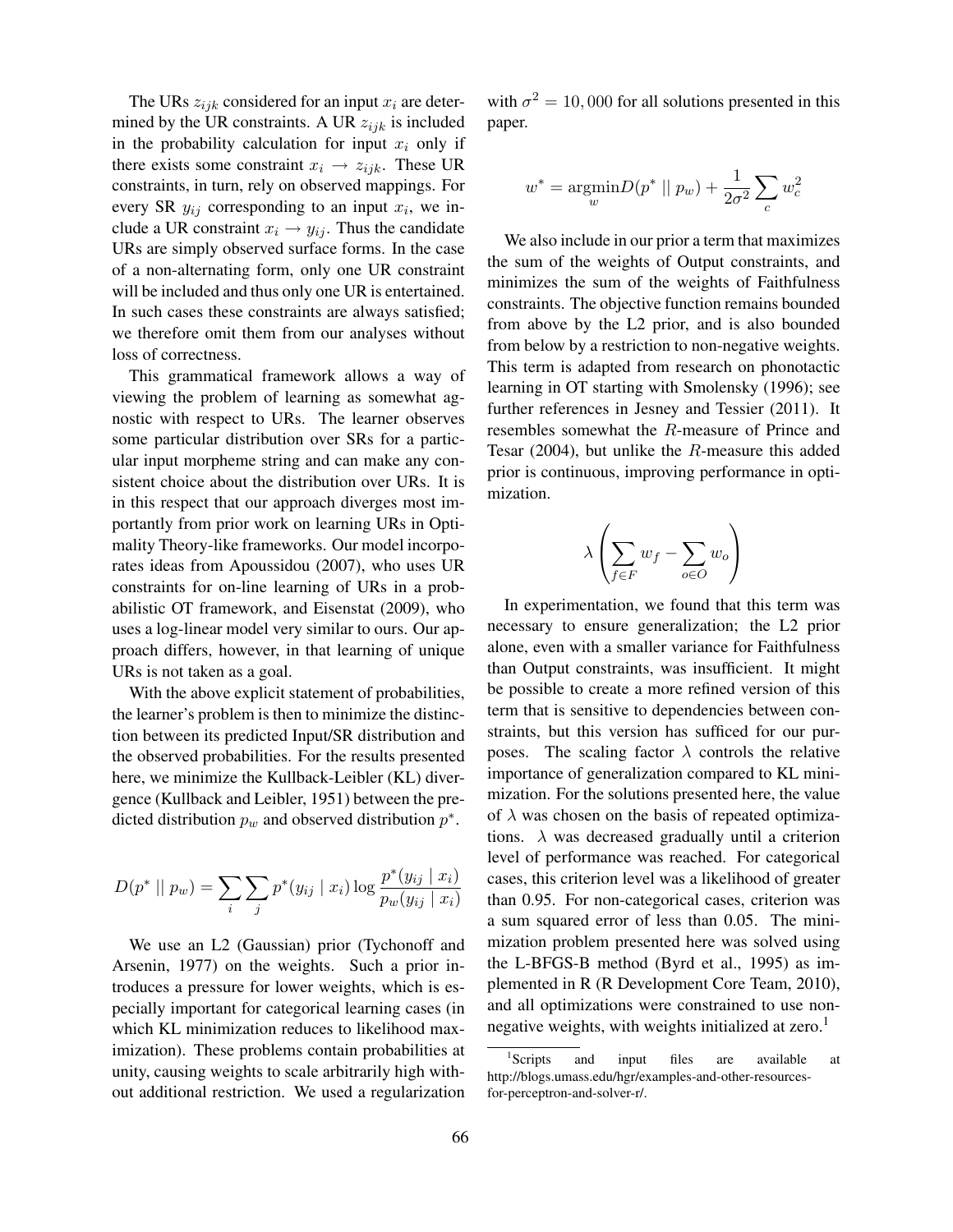The URs $z_{ijk}$ considered for an input $x_i$ are determined by the UR constraints. A UR $z_{ijk}$ is included in the probability calculation for input $x_i$ only if there exists some constraint $x_i \rightarrow z_{ijk}$. These UR constraints, in turn, rely on observed mappings. For every SR $y_{ij}$ corresponding to an input $x_i$, we include a UR constraint $x_i \rightarrow y_{ij}$. Thus the candidate URs are simply observed surface forms. In the case of a non-alternating form, only one UR constraint will be included and thus only one UR is entertained. In such cases these constraints are always satisfied; we therefore omit them from our analyses without loss of correctness.

This grammatical framework allows a way of viewing the problem of learning as somewhat agnostic with respect to URs. The learner observes some particular distribution over SRs for a particular input morpheme string and can make any consistent choice about the distribution over URs. It is in this respect that our approach diverges most importantly from prior work on learning URs in Optimality Theory-like frameworks. Our model incorporates ideas from Apoussidou (2007), who uses UR constraints for on-line learning of URs in a probabilistic OT framework, and Eisenstat (2009), who uses a log-linear model very similar to ours. Our approach differs, however, in that learning of unique URs is not taken as a goal.

With the above explicit statement of probabilities, the learner's problem is then to minimize the distinction between its predicted Input/SR distribution and the observed probabilities. For the results presented here, we minimize the Kullback-Leibler (KL) divergence (Kullback and Leibler, 1951) between the predicted distribution $p_w$ and observed distribution $p^*$.

$$D(p^* \mid\mid p_w) = \sum_i \sum_j p^*(y_{ij} \mid x_i) \log \frac{p^*(y_{ij} \mid x_i)}{p_w(y_{ij} \mid x_i)}$$

We use an L2 (Gaussian) prior (Tychonoff and Arsenin, 1977) on the weights. Such a prior introduces a pressure for lower weights, which is especially important for categorical learning cases (in which KL minimization reduces to likelihood maximization). These problems contain probabilities at unity, causing weights to scale arbitrarily high without additional restriction. We used a regularization with $\sigma^2 = 10,000$ for all solutions presented in this paper.

$$w^* = \underset{w}{\operatorname{argmin}} D(p^* \mid\mid p_w) + \frac{1}{2\sigma^2} \sum_c w_c^2$$

We also include in our prior a term that maximizes the sum of the weights of Output constraints, and minimizes the sum of the weights of Faithfulness constraints. The objective function remains bounded from above by the L2 prior, and is also bounded from below by a restriction to non-negative weights. This term is adapted from research on phonotactic learning in OT starting with Smolensky (1996); see further references in Jesney and Tessier (2011). It resembles somewhat the $R$-measure of Prince and Tesar (2004), but unlike the $R$-measure this added prior is continuous, improving performance in optimization.

$$\lambda \left( \sum_{f \in F} w_f - \sum_{o \in O} w_o \right)$$

In experimentation, we found that this term was necessary to ensure generalization; the L2 prior alone, even with a smaller variance for Faithfulness than Output constraints, was insufficient. It might be possible to create a more refined version of this term that is sensitive to dependencies between constraints, but this version has sufficed for our purposes. The scaling factor $\lambda$ controls the relative importance of generalization compared to KL minimization. For the solutions presented here, the value of $\lambda$ was chosen on the basis of repeated optimizations. $\lambda$ was decreased gradually until a criterion level of performance was reached. For categorical cases, this criterion level was a likelihood of greater than 0.95. For non-categorical cases, criterion was a sum squared error of less than 0.05. The minimization problem presented here was solved using the L-BFGS-B method (Byrd et al., 1995) as implemented in R (R Development Core Team, 2010), and all optimizations were constrained to use non-negative weights, with weights initialized at zero.[1]

[1] Scripts and input files are available at http://blogs.umass.edu/hgr/examples-and-other-resources-for-perceptron-and-solver-r/.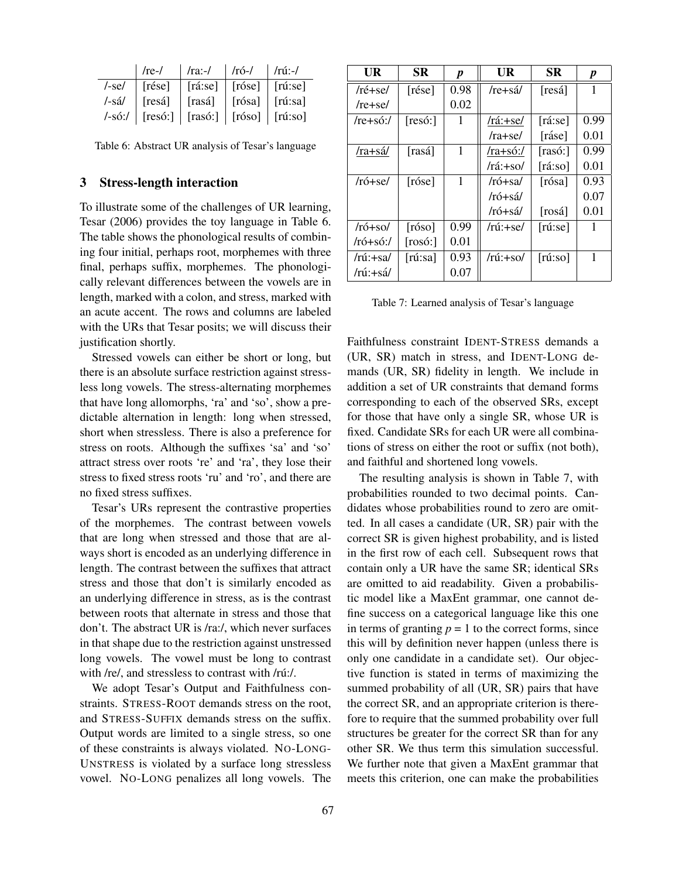| | /re-/ | /ra:-/ | /ró-/ | /rú:-/ |
|---|---|---|---|---|
| /-se/ | [rése] | [rá:se] | [róse] | [rú:se] |
| /-sá/ | [resá] | [rasá] | [rósa] | [rú:sa] |
| /-só:/ | [resó:] | [rasó:] | [róso] | [rú:so] |

Table 6: Abstract UR analysis of Tesar's language

## 3 Stress-length interaction

To illustrate some of the challenges of UR learning, Tesar (2006) provides the toy language in Table 6. The table shows the phonological results of combining four initial, perhaps root, morphemes with three final, perhaps suffix, morphemes. The phonologically relevant differences between the vowels are in length, marked with a colon, and stress, marked with an acute accent. The rows and columns are labeled with the URs that Tesar posits; we will discuss their justification shortly.

Stressed vowels can either be short or long, but there is an absolute surface restriction against stressless long vowels. The stress-alternating morphemes that have long allomorphs, 'ra' and 'so', show a predictable alternation in length: long when stressed, short when stressless. There is also a preference for stress on roots. Although the suffixes 'sa' and 'so' attract stress over roots 're' and 'ra', they lose their stress to fixed stress roots 'ru' and 'ro', and there are no fixed stress suffixes.

Tesar's URs represent the contrastive properties of the morphemes. The contrast between vowels that are long when stressed and those that are always short is encoded as an underlying difference in length. The contrast between the suffixes that attract stress and those that don't is similarly encoded as an underlying difference in stress, as is the contrast between roots that alternate in stress and those that don't. The abstract UR is /ra:/, which never surfaces in that shape due to the restriction against unstressed long vowels. The vowel must be long to contrast with /re/, and stressless to contrast with /rú:/.

We adopt Tesar's Output and Faithfulness constraints. STRESS-ROOT demands stress on the root, and STRESS-SUFFIX demands stress on the suffix. Output words are limited to a single stress, so one of these constraints is always violated. NO-LONG-UNSTRESS is violated by a surface long stressless vowel. NO-LONG penalizes all long vowels. The Faithfulness constraint IDENT-STRESS demands a (UR, SR) match in stress, and IDENT-LONG demands (UR, SR) fidelity in length. We include in addition a set of UR constraints that demand forms corresponding to each of the observed SRs, except for those that have only a single SR, whose UR is fixed. Candidate SRs for each UR were all combinations of stress on either the root or suffix (not both), and faithful and shortened long vowels.

| UR | SR | *p* | UR | SR | *p* |
|---|---|---|---|---|---|
| /ré+se/ | [rése] | 0.98 | /re+sá/ | [resá] | 1 |
| /re+se/ | | 0.02 | | | |
| /re+só:/ | [resó:] | 1 | <u>/rá:+se/</u> | [rá:se] | 0.99 |
| | | | /ra+se/ | [ráse] | 0.01 |
| <u>/ra+sá/</u> | [rasá] | 1 | <u>/ra+só:/</u> | [rasó:] | 0.99 |
| | | | /rá:+so/ | [rá:so] | 0.01 |
| /ró+se/ | [róse] | 1 | /ró+sa/ | [rósa] | 0.93 |
| | | | /ró+sá/ | | 0.07 |
| | | | /ró+sá/ | [rosá] | 0.01 |
| /ró+so/ | [róso] | 0.99 | /rú:+se/ | [rú:se] | 1 |
| /ró+só:/ | [rosó:] | 0.01 | | | |
| /rú:+sa/ | [rú:sa] | 0.93 | /rú:+so/ | [rú:so] | 1 |
| /rú:+sá/ | | 0.07 | | | |

Table 7: Learned analysis of Tesar's language

The resulting analysis is shown in Table 7, with probabilities rounded to two decimal points. Candidates whose probabilities round to zero are omitted. In all cases a candidate (UR, SR) pair with the correct SR is given highest probability, and is listed in the first row of each cell. Subsequent rows that contain only a UR have the same SR; identical SRs are omitted to aid readability. Given a probabilistic model like a MaxEnt grammar, one cannot define success on a categorical language like this one in terms of granting $p = 1$ to the correct forms, since this will by definition never happen (unless there is only one candidate in a candidate set). Our objective function is stated in terms of maximizing the summed probability of all (UR, SR) pairs that have the correct SR, and an appropriate criterion is therefore to require that the summed probability over full structures be greater for the correct SR than for any other SR. We thus term this simulation successful. We further note that given a MaxEnt grammar that meets this criterion, one can make the probabilities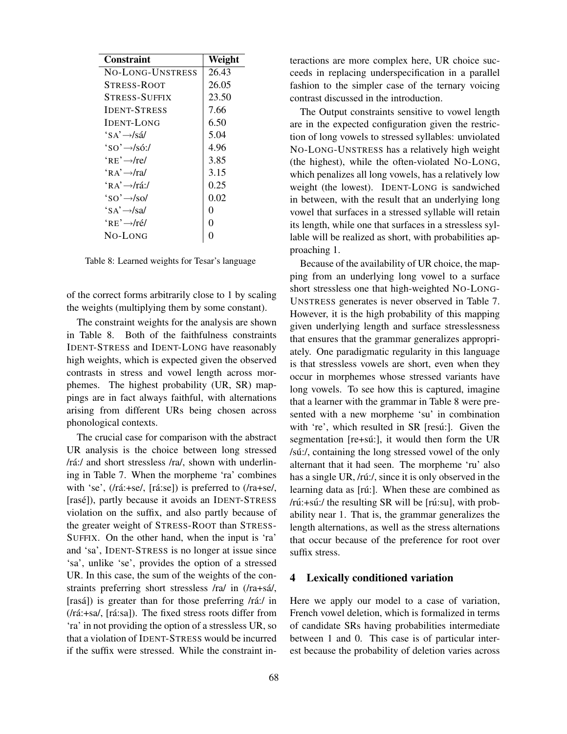| Constraint | Weight |
|---|---|
| NO-LONG-UNSTRESS | 26.43 |
| STRESS-ROOT | 26.05 |
| STRESS-SUFFIX | 23.50 |
| IDENT-STRESS | 7.66 |
| IDENT-LONG | 6.50 |
| ‘SA’→/sá/ | 5.04 |
| ‘SO’→/só:/ | 4.96 |
| ‘RE’→/re/ | 3.85 |
| ‘RA’→/ra/ | 3.15 |
| ‘RA’→/rá:/ | 0.25 |
| ‘SO’→/so/ | 0.02 |
| ‘SA’→/sa/ | 0 |
| ‘RE’→/ré/ | 0 |
| NO-LONG | 0 |

Table 8: Learned weights for Tesar’s language

of the correct forms arbitrarily close to 1 by scaling the weights (multiplying them by some constant).

The constraint weights for the analysis are shown in Table 8. Both of the faithfulness constraints IDENT-STRESS and IDENT-LONG have reasonably high weights, which is expected given the observed contrasts in stress and vowel length across morphemes. The highest probability (UR, SR) mappings are in fact always faithful, with alternations arising from different URs being chosen across phonological contexts.

The crucial case for comparison with the abstract UR analysis is the choice between long stressed /rá:/ and short stressless /ra/, shown with underlining in Table 7. When the morpheme ‘ra’ combines with ‘se’, (/rá:+se/, [rá:se]) is preferred to (/ra+se/, [rasé]), partly because it avoids an IDENT-STRESS violation on the suffix, and also partly because of the greater weight of STRESS-ROOT than STRESS-SUFFIX. On the other hand, when the input is ‘ra’ and ‘sa’, IDENT-STRESS is no longer at issue since ‘sa’, unlike ‘se’, provides the option of a stressed UR. In this case, the sum of the weights of the constraints preferring short stressless /ra/ in (/ra+sá/, [rasá]) is greater than for those preferring /rá:/ in (/rá:+sa/, [rá:sa]). The fixed stress roots differ from ‘ra’ in not providing the option of a stressless UR, so that a violation of IDENT-STRESS would be incurred if the suffix were stressed. While the constraint interactions are more complex here, UR choice succeeds in replacing underspecification in a parallel fashion to the simpler case of the ternary voicing contrast discussed in the introduction.

The Output constraints sensitive to vowel length are in the expected configuration given the restriction of long vowels to stressed syllables: unviolated NO-LONG-UNSTRESS has a relatively high weight (the highest), while the often-violated NO-LONG, which penalizes all long vowels, has a relatively low weight (the lowest). IDENT-LONG is sandwiched in between, with the result that an underlying long vowel that surfaces in a stressed syllable will retain its length, while one that surfaces in a stressless syllable will be realized as short, with probabilities approaching 1.

Because of the availability of UR choice, the mapping from an underlying long vowel to a surface short stressless one that high-weighted NO-LONG-UNSTRESS generates is never observed in Table 7. However, it is the high probability of this mapping given underlying length and surface stresslessness that ensures that the grammar generalizes appropriately. One paradigmatic regularity in this language is that stressless vowels are short, even when they occur in morphemes whose stressed variants have long vowels. To see how this is captured, imagine that a learner with the grammar in Table 8 were presented with a new morpheme ‘su’ in combination with ‘re’, which resulted in SR [resú:]. Given the segmentation [re+sú:], it would then form the UR /sú:/, containing the long stressed vowel of the only alternant that it had seen. The morpheme ‘ru’ also has a single UR, /rú:/, since it is only observed in the learning data as [rú:]. When these are combined as /rú:+sú:/ the resulting SR will be [rú:su], with probability near 1. That is, the grammar generalizes the length alternations, as well as the stress alternations that occur because of the preference for root over suffix stress.

## 4 Lexically conditioned variation

Here we apply our model to a case of variation, French vowel deletion, which is formalized in terms of candidate SRs having probabilities intermediate between 1 and 0. This case is of particular interest because the probability of deletion varies across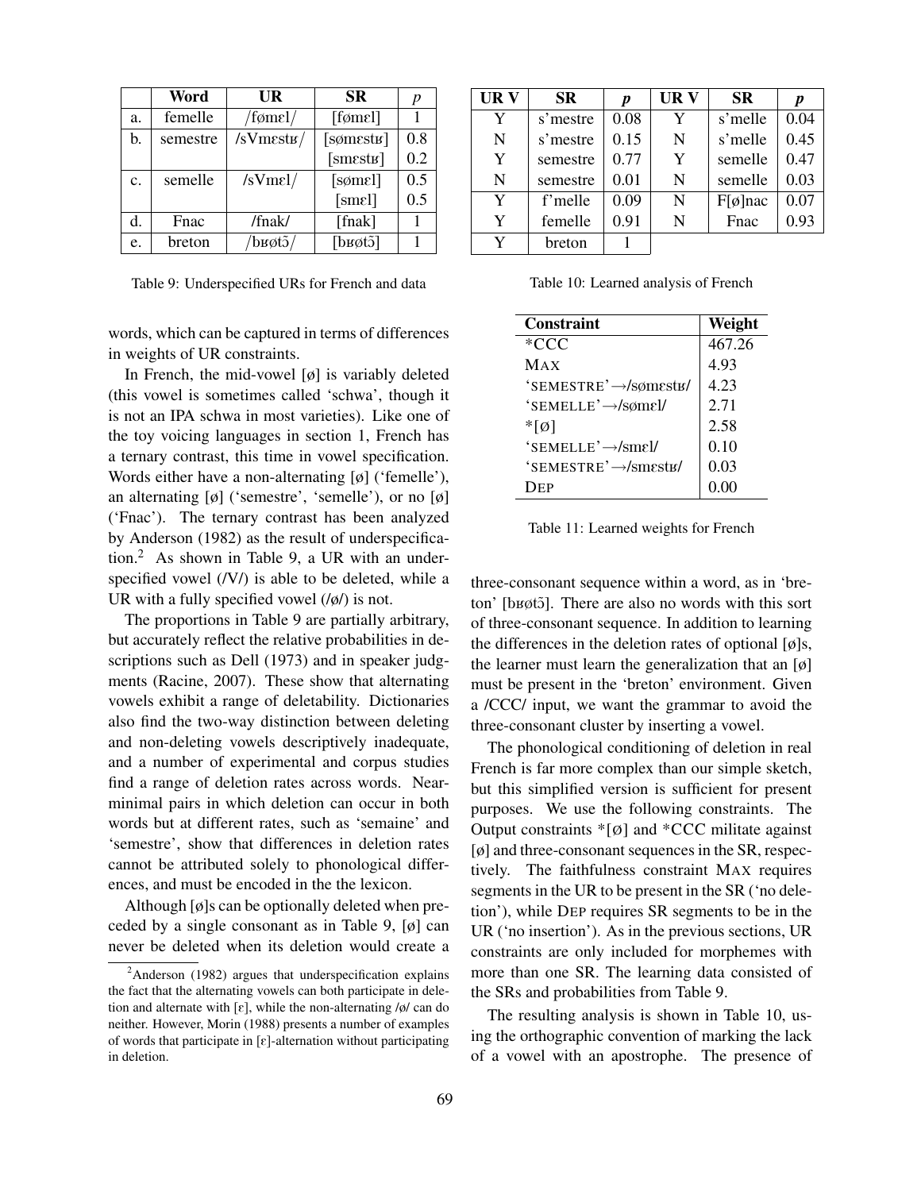|  | Word | UR | SR | *p* |
|---|---|---|---|---|
| a. | femelle | /fømɛl/ | [fømɛl] | 1 |
| b. | semestre | /sVmɛstʁ/ | [sømɛstʁ] | 0.8 |
|  |  |  | [smɛstʁ] | 0.2 |
| c. | semelle | /sVmɛl/ | [sømɛl] | 0.5 |
|  |  |  | [smɛl] | 0.5 |
| d. | Fnac | /fnak/ | [fnak] | 1 |
| e. | breton | /bʁøtɔ̃/ | [bʁøtɔ̃] | 1 |

Table 9: Underspecified URs for French and data

| UR V | SR | *p* | UR V | SR | *p* |
|---|---|---|---|---|---|
| Y | s'mestre | 0.08 | Y | s'melle | 0.04 |
| N | s'mestre | 0.15 | N | s'melle | 0.45 |
| Y | semestre | 0.77 | Y | semelle | 0.47 |
| N | semestre | 0.01 | N | semelle | 0.03 |
| Y | f'melle | 0.09 | N | F[ø]nac | 0.07 |
| Y | femelle | 0.91 | N | Fnac | 0.93 |
| Y | breton | 1 |  |  |  |

Table 10: Learned analysis of French

| Constraint | Weight |
|---|---|
| *CCC | 467.26 |
| MAX | 4.93 |
| 'SEMESTRE'→/sømɛstʁ/ | 4.23 |
| 'SEMELLE'→/sømɛl/ | 2.71 |
| *[ø] | 2.58 |
| 'SEMELLE'→/smɛl/ | 0.10 |
| 'SEMESTRE'→/smɛstʁ/ | 0.03 |
| DEP | 0.00 |

Table 11: Learned weights for French

words, which can be captured in terms of differences in weights of UR constraints.

In French, the mid-vowel [ø] is variably deleted (this vowel is sometimes called 'schwa', though it is not an IPA schwa in most varieties). Like one of the toy voicing languages in section 1, French has a ternary contrast, this time in vowel specification. Words either have a non-alternating [ø] ('femelle'), an alternating [ø] ('semestre', 'semelle'), or no [ø] ('Fnac'). The ternary contrast has been analyzed by Anderson (1982) as the result of underspecification.[2] As shown in Table 9, a UR with an underspecified vowel (/V/) is able to be deleted, while a UR with a fully specified vowel (/ø/) is not.

The proportions in Table 9 are partially arbitrary, but accurately reflect the relative probabilities in descriptions such as Dell (1973) and in speaker judgments (Racine, 2007). These show that alternating vowels exhibit a range of deletability. Dictionaries also find the two-way distinction between deleting and non-deleting vowels descriptively inadequate, and a number of experimental and corpus studies find a range of deletion rates across words. Near-minimal pairs in which deletion can occur in both words but at different rates, such as 'semaine' and 'semestre', show that differences in deletion rates cannot be attributed solely to phonological differences, and must be encoded in the the lexicon.

Although [ø]s can be optionally deleted when preceded by a single consonant as in Table 9, [ø] can never be deleted when its deletion would create a three-consonant sequence within a word, as in 'breton' [bʁøtɔ̃]. There are also no words with this sort of three-consonant sequence. In addition to learning the differences in the deletion rates of optional [ø]s, the learner must learn the generalization that an [ø] must be present in the 'breton' environment. Given a /CCC/ input, we want the grammar to avoid the three-consonant cluster by inserting a vowel.

The phonological conditioning of deletion in real French is far more complex than our simple sketch, but this simplified version is sufficient for present purposes. We use the following constraints. The Output constraints *[Ø] and *CCC militate against [ø] and three-consonant sequences in the SR, respectively. The faithfulness constraint MAX requires segments in the UR to be present in the SR ('no deletion'), while DEP requires SR segments to be in the UR ('no insertion'). As in the previous sections, UR constraints are only included for morphemes with more than one SR. The learning data consisted of the SRs and probabilities from Table 9.

The resulting analysis is shown in Table 10, using the orthographic convention of marking the lack of a vowel with an apostrophe. The presence of

[2] Anderson (1982) argues that underspecification explains the fact that the alternating vowels can both participate in deletion and alternate with [ɛ], while the non-alternating /ø/ can do neither. However, Morin (1988) presents a number of examples of words that participate in [ɛ]-alternation without participating in deletion.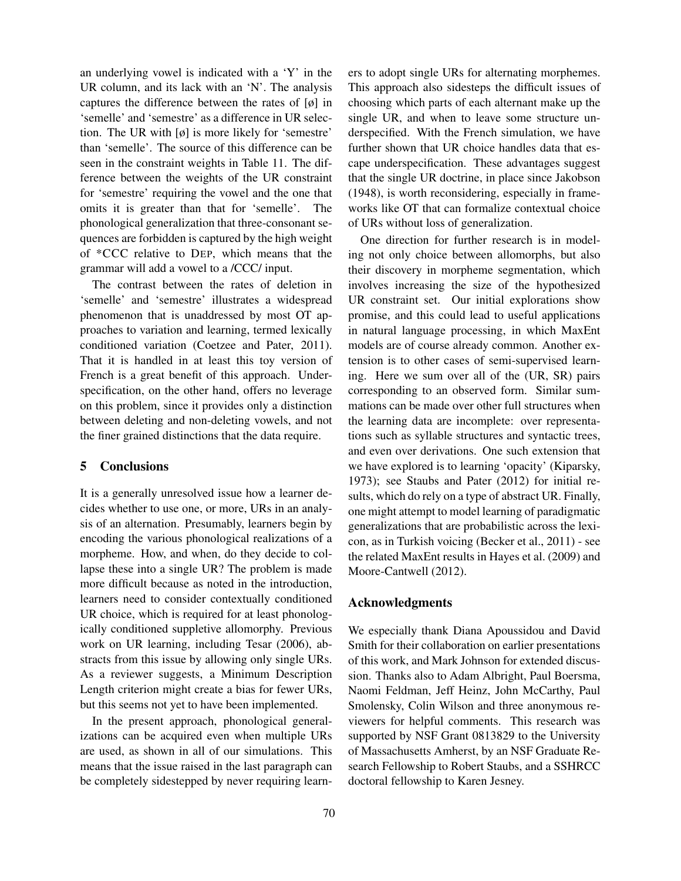an underlying vowel is indicated with a 'Y' in the UR column, and its lack with an 'N'. The analysis captures the difference between the rates of [ø] in 'semelle' and 'semestre' as a difference in UR selection. The UR with [ø] is more likely for 'semestre' than 'semelle'. The source of this difference can be seen in the constraint weights in Table 11. The difference between the weights of the UR constraint for 'semestre' requiring the vowel and the one that omits it is greater than that for 'semelle'. The phonological generalization that three-consonant sequences are forbidden is captured by the high weight of *CCC relative to DEP, which means that the grammar will add a vowel to a /CCC/ input.

The contrast between the rates of deletion in 'semelle' and 'semestre' illustrates a widespread phenomenon that is unaddressed by most OT approaches to variation and learning, termed lexically conditioned variation (Coetzee and Pater, 2011). That it is handled in at least this toy version of French is a great benefit of this approach. Underspecification, on the other hand, offers no leverage on this problem, since it provides only a distinction between deleting and non-deleting vowels, and not the finer grained distinctions that the data require.

## 5 Conclusions

It is a generally unresolved issue how a learner decides whether to use one, or more, URs in an analysis of an alternation. Presumably, learners begin by encoding the various phonological realizations of a morpheme. How, and when, do they decide to collapse these into a single UR? The problem is made more difficult because as noted in the introduction, learners need to consider contextually conditioned UR choice, which is required for at least phonologically conditioned suppletive allomorphy. Previous work on UR learning, including Tesar (2006), abstracts from this issue by allowing only single URs. As a reviewer suggests, a Minimum Description Length criterion might create a bias for fewer URs, but this seems not yet to have been implemented.

In the present approach, phonological generalizations can be acquired even when multiple URs are used, as shown in all of our simulations. This means that the issue raised in the last paragraph can be completely sidestepped by never requiring learners to adopt single URs for alternating morphemes. This approach also sidesteps the difficult issues of choosing which parts of each alternant make up the single UR, and when to leave some structure underspecified. With the French simulation, we have further shown that UR choice handles data that escape underspecification. These advantages suggest that the single UR doctrine, in place since Jakobson (1948), is worth reconsidering, especially in frameworks like OT that can formalize contextual choice of URs without loss of generalization.

One direction for further research is in modeling not only choice between allomorphs, but also their discovery in morpheme segmentation, which involves increasing the size of the hypothesized UR constraint set. Our initial explorations show promise, and this could lead to useful applications in natural language processing, in which MaxEnt models are of course already common. Another extension is to other cases of semi-supervised learning. Here we sum over all of the (UR, SR) pairs corresponding to an observed form. Similar summations can be made over other full structures when the learning data are incomplete: over representations such as syllable structures and syntactic trees, and even over derivations. One such extension that we have explored is to learning 'opacity' (Kiparsky, 1973); see Staubs and Pater (2012) for initial results, which do rely on a type of abstract UR. Finally, one might attempt to model learning of paradigmatic generalizations that are probabilistic across the lexicon, as in Turkish voicing (Becker et al., 2011) - see the related MaxEnt results in Hayes et al. (2009) and Moore-Cantwell (2012).

## Acknowledgments

We especially thank Diana Apoussidou and David Smith for their collaboration on earlier presentations of this work, and Mark Johnson for extended discussion. Thanks also to Adam Albright, Paul Boersma, Naomi Feldman, Jeff Heinz, John McCarthy, Paul Smolensky, Colin Wilson and three anonymous reviewers for helpful comments. This research was supported by NSF Grant 0813829 to the University of Massachusetts Amherst, by an NSF Graduate Research Fellowship to Robert Staubs, and a SSHRCC doctoral fellowship to Karen Jesney.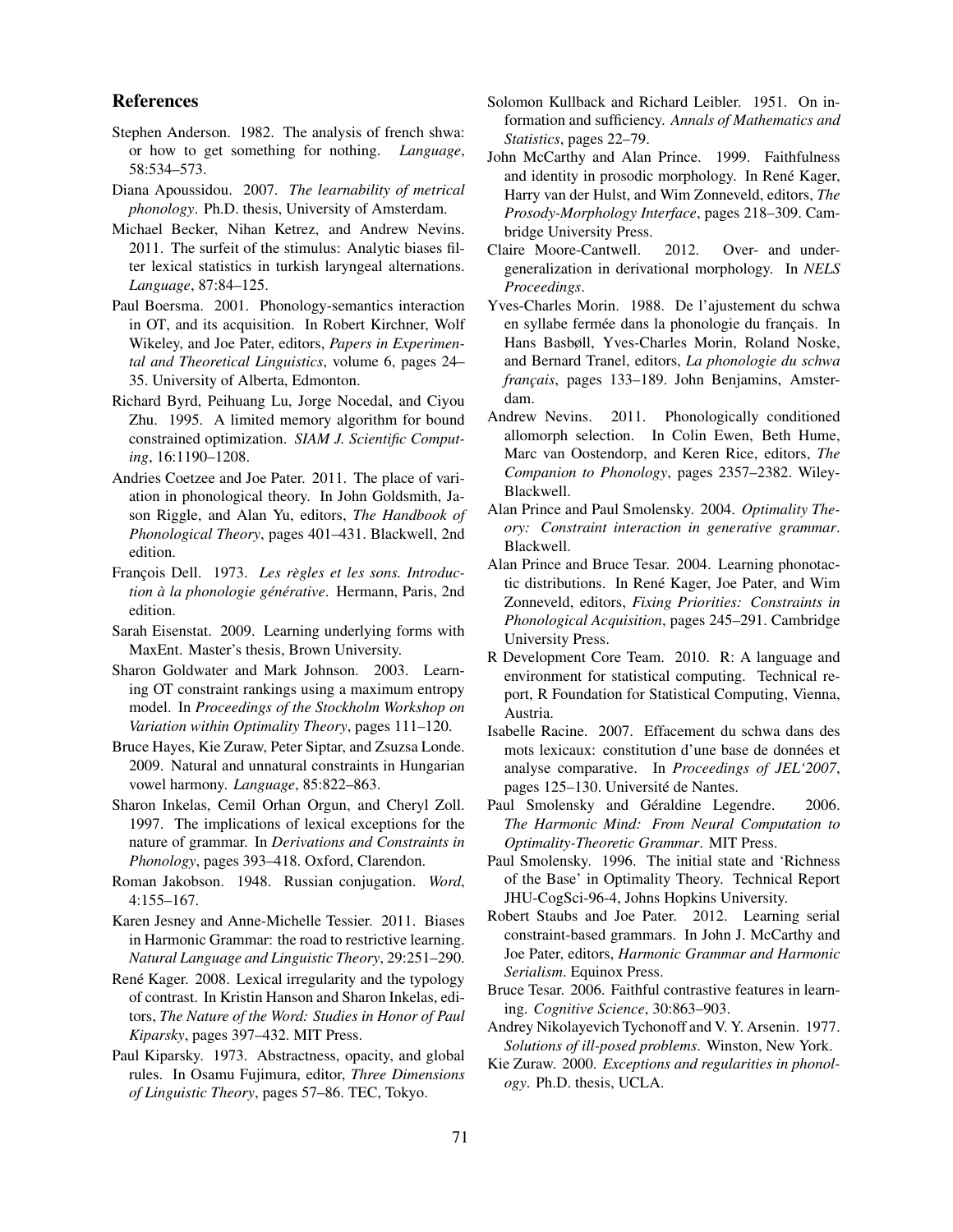## References

Stephen Anderson. 1982. The analysis of french shwa: or how to get something for nothing. *Language*, 58:534–573.

Diana Apoussidou. 2007. *The learnability of metrical phonology*. Ph.D. thesis, University of Amsterdam.

Michael Becker, Nihan Ketrez, and Andrew Nevins. 2011. The surfeit of the stimulus: Analytic biases filter lexical statistics in turkish laryngeal alternations. *Language*, 87:84–125.

Paul Boersma. 2001. Phonology-semantics interaction in OT, and its acquisition. In Robert Kirchner, Wolf Wikeley, and Joe Pater, editors, *Papers in Experimental and Theoretical Linguistics*, volume 6, pages 24–35. University of Alberta, Edmonton.

Richard Byrd, Peihuang Lu, Jorge Nocedal, and Ciyou Zhu. 1995. A limited memory algorithm for bound constrained optimization. *SIAM J. Scientific Computing*, 16:1190–1208.

Andries Coetzee and Joe Pater. 2011. The place of variation in phonological theory. In John Goldsmith, Jason Riggle, and Alan Yu, editors, *The Handbook of Phonological Theory*, pages 401–431. Blackwell, 2nd edition.

François Dell. 1973. *Les règles et les sons. Introduction à la phonologie générative*. Hermann, Paris, 2nd edition.

Sarah Eisenstat. 2009. Learning underlying forms with MaxEnt. Master's thesis, Brown University.

Sharon Goldwater and Mark Johnson. 2003. Learning OT constraint rankings using a maximum entropy model. In *Proceedings of the Stockholm Workshop on Variation within Optimality Theory*, pages 111–120.

Bruce Hayes, Kie Zuraw, Peter Siptar, and Zsuzsa Londe. 2009. Natural and unnatural constraints in Hungarian vowel harmony. *Language*, 85:822–863.

Sharon Inkelas, Cemil Orhan Orgun, and Cheryl Zoll. 1997. The implications of lexical exceptions for the nature of grammar. In *Derivations and Constraints in Phonology*, pages 393–418. Oxford, Clarendon.

Roman Jakobson. 1948. Russian conjugation. *Word*, 4:155–167.

Karen Jesney and Anne-Michelle Tessier. 2011. Biases in Harmonic Grammar: the road to restrictive learning. *Natural Language and Linguistic Theory*, 29:251–290.

René Kager. 2008. Lexical irregularity and the typology of contrast. In Kristin Hanson and Sharon Inkelas, editors, *The Nature of the Word: Studies in Honor of Paul Kiparsky*, pages 397–432. MIT Press.

Paul Kiparsky. 1973. Abstractness, opacity, and global rules. In Osamu Fujimura, editor, *Three Dimensions of Linguistic Theory*, pages 57–86. TEC, Tokyo.

Solomon Kullback and Richard Leibler. 1951. On information and sufficiency. *Annals of Mathematics and Statistics*, pages 22–79.

John McCarthy and Alan Prince. 1999. Faithfulness and identity in prosodic morphology. In René Kager, Harry van der Hulst, and Wim Zonneveld, editors, *The Prosody-Morphology Interface*, pages 218–309. Cambridge University Press.

Claire Moore-Cantwell. 2012. Over- and under-generalization in derivational morphology. In *NELS Proceedings*.

Yves-Charles Morin. 1988. De l'ajustement du schwa en syllabe fermée dans la phonologie du français. In Hans Basbøll, Yves-Charles Morin, Roland Noske, and Bernard Tranel, editors, *La phonologie du schwa français*, pages 133–189. John Benjamins, Amsterdam.

Andrew Nevins. 2011. Phonologically conditioned allomorph selection. In Colin Ewen, Beth Hume, Marc van Oostendorp, and Keren Rice, editors, *The Companion to Phonology*, pages 2357–2382. Wiley-Blackwell.

Alan Prince and Paul Smolensky. 2004. *Optimality Theory: Constraint interaction in generative grammar*. Blackwell.

Alan Prince and Bruce Tesar. 2004. Learning phonotactic distributions. In René Kager, Joe Pater, and Wim Zonneveld, editors, *Fixing Priorities: Constraints in Phonological Acquisition*, pages 245–291. Cambridge University Press.

R Development Core Team. 2010. R: A language and environment for statistical computing. Technical report, R Foundation for Statistical Computing, Vienna, Austria.

Isabelle Racine. 2007. Effacement du schwa dans des mots lexicaux: constitution d'une base de données et analyse comparative. In *Proceedings of JEL'2007*, pages 125–130. Université de Nantes.

Paul Smolensky and Géraldine Legendre. 2006. *The Harmonic Mind: From Neural Computation to Optimality-Theoretic Grammar*. MIT Press.

Paul Smolensky. 1996. The initial state and 'Richness of the Base' in Optimality Theory. Technical Report JHU-CogSci-96-4, Johns Hopkins University.

Robert Staubs and Joe Pater. 2012. Learning serial constraint-based grammars. In John J. McCarthy and Joe Pater, editors, *Harmonic Grammar and Harmonic Serialism*. Equinox Press.

Bruce Tesar. 2006. Faithful contrastive features in learning. *Cognitive Science*, 30:863–903.

Andrey Nikolayevich Tychonoff and V. Y. Arsenin. 1977. *Solutions of ill-posed problems*. Winston, New York.

Kie Zuraw. 2000. *Exceptions and regularities in phonology*. Ph.D. thesis, UCLA.